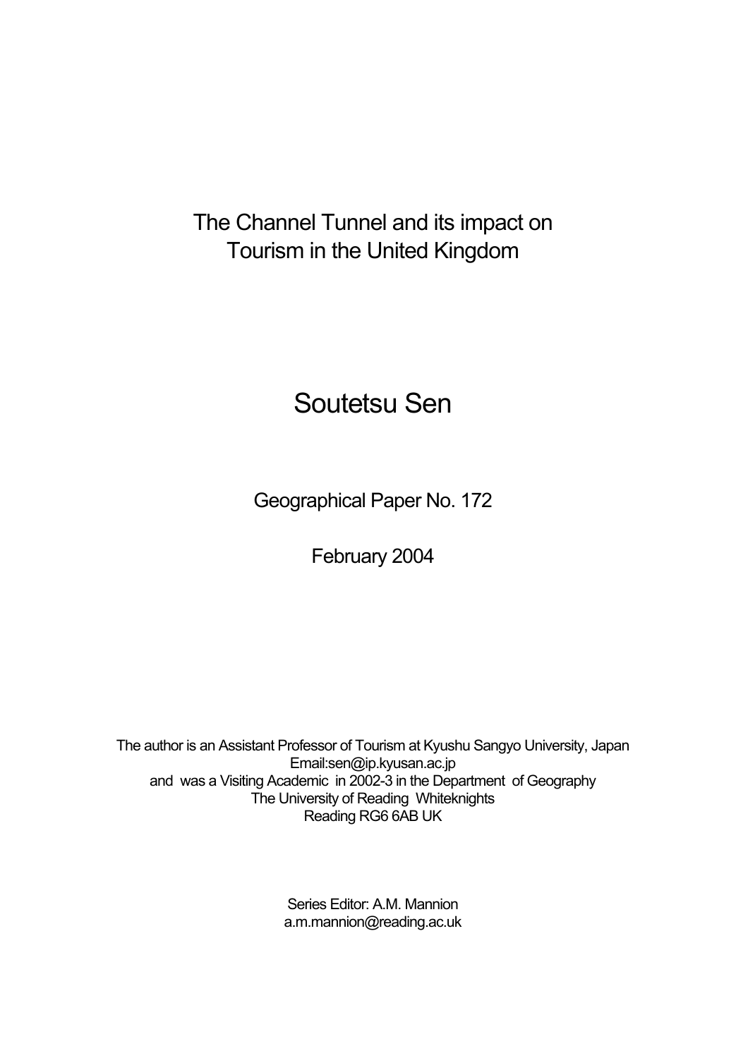# The Channel Tunnel and its impact on Tourism in the United Kingdom

## Soutetsu Sen

Geographical Paper No. 172

February 2004

The author is an Assistant Professor of Tourism at Kyushu Sangyo University, Japan
Email:sen@ip.kyusan.ac.jp
and was a Visiting Academic in 2002-3 in the Department of Geography
The University of Reading Whiteknights
Reading RG6 6AB UK

Series Editor: A.M. Mannion
a.m.mannion@reading.ac.uk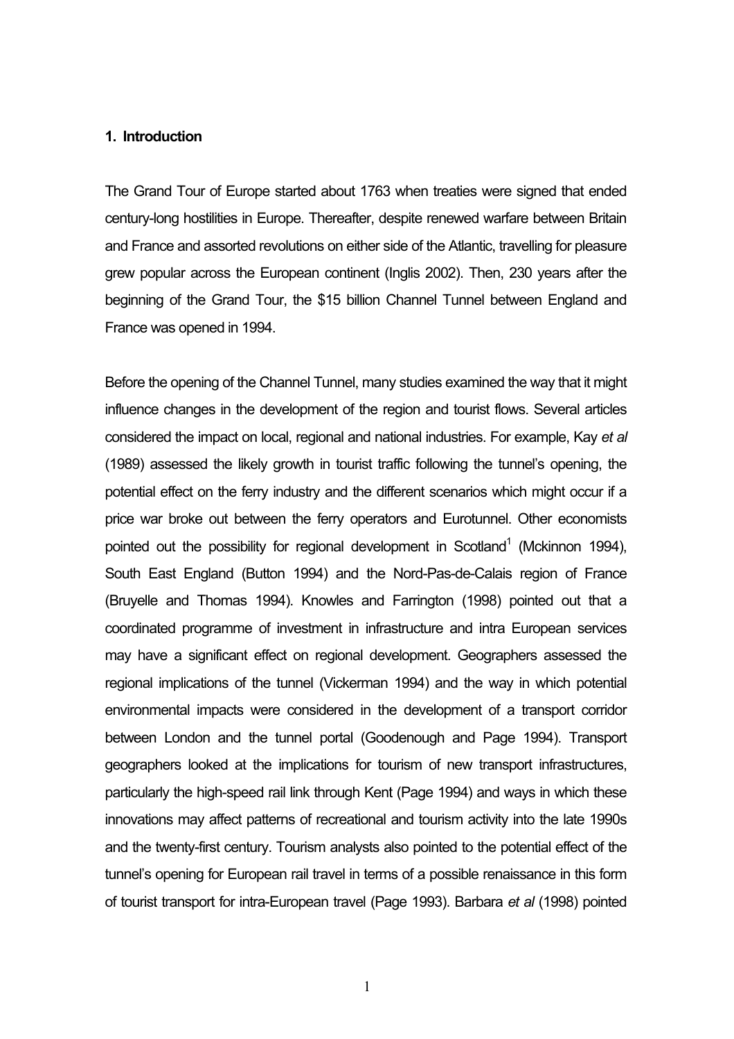## 1. Introduction

The Grand Tour of Europe started about 1763 when treaties were signed that ended century-long hostilities in Europe. Thereafter, despite renewed warfare between Britain and France and assorted revolutions on either side of the Atlantic, travelling for pleasure grew popular across the European continent (Inglis 2002). Then, 230 years after the beginning of the Grand Tour, the $15 billion Channel Tunnel between England and France was opened in 1994.

Before the opening of the Channel Tunnel, many studies examined the way that it might influence changes in the development of the region and tourist flows. Several articles considered the impact on local, regional and national industries. For example, Kay *et al* (1989) assessed the likely growth in tourist traffic following the tunnel's opening, the potential effect on the ferry industry and the different scenarios which might occur if a price war broke out between the ferry operators and Eurotunnel. Other economists pointed out the possibility for regional development in Scotland[1] (Mckinnon 1994), South East England (Button 1994) and the Nord-Pas-de-Calais region of France (Bruyelle and Thomas 1994). Knowles and Farrington (1998) pointed out that a coordinated programme of investment in infrastructure and intra European services may have a significant effect on regional development. Geographers assessed the regional implications of the tunnel (Vickerman 1994) and the way in which potential environmental impacts were considered in the development of a transport corridor between London and the tunnel portal (Goodenough and Page 1994). Transport geographers looked at the implications for tourism of new transport infrastructures, particularly the high-speed rail link through Kent (Page 1994) and ways in which these innovations may affect patterns of recreational and tourism activity into the late 1990s and the twenty-first century. Tourism analysts also pointed to the potential effect of the tunnel's opening for European rail travel in terms of a possible renaissance in this form of tourist transport for intra-European travel (Page 1993). Barbara *et al* (1998) pointed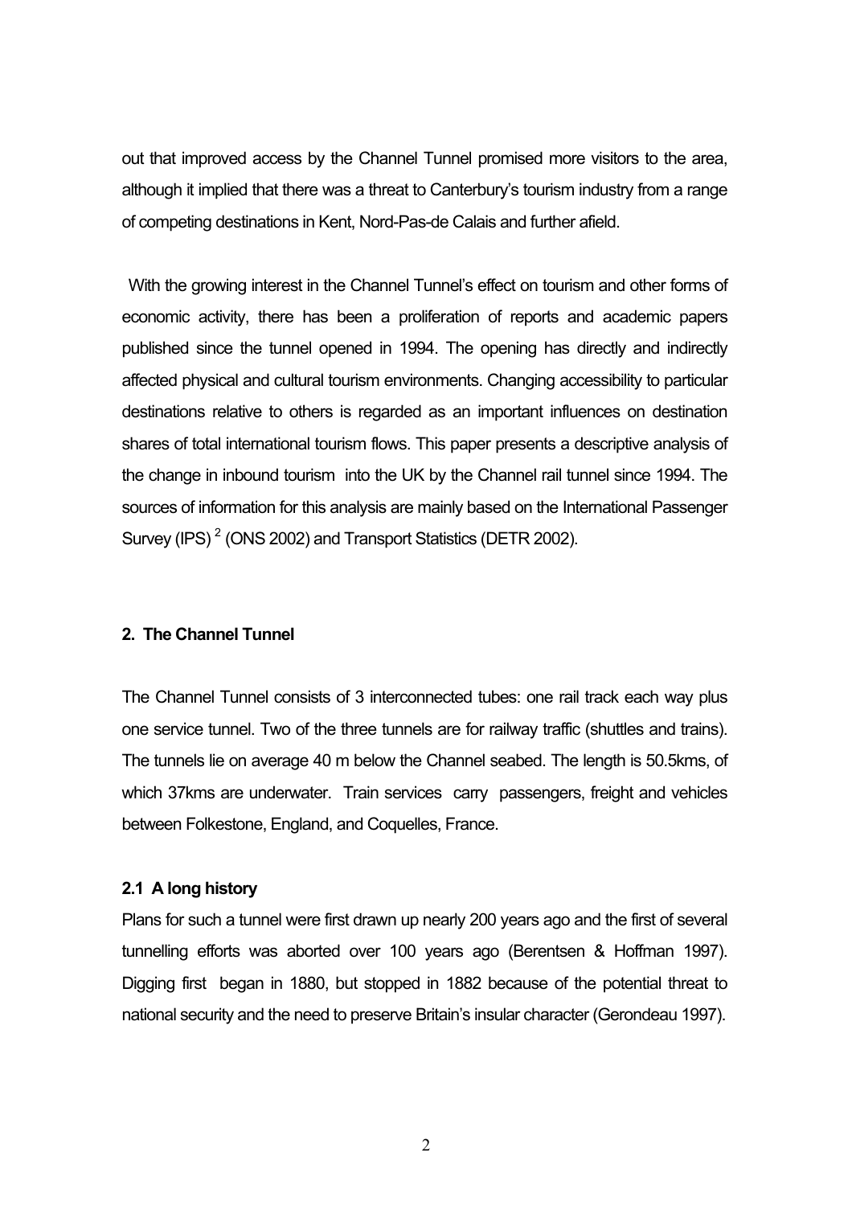out that improved access by the Channel Tunnel promised more visitors to the area, although it implied that there was a threat to Canterbury's tourism industry from a range of competing destinations in Kent, Nord-Pas-de Calais and further afield.

With the growing interest in the Channel Tunnel's effect on tourism and other forms of economic activity, there has been a proliferation of reports and academic papers published since the tunnel opened in 1994. The opening has directly and indirectly affected physical and cultural tourism environments. Changing accessibility to particular destinations relative to others is regarded as an important influences on destination shares of total international tourism flows. This paper presents a descriptive analysis of the change in inbound tourism into the UK by the Channel rail tunnel since 1994. The sources of information for this analysis are mainly based on the International Passenger Survey (IPS) [2] (ONS 2002) and Transport Statistics (DETR 2002).

## 2. The Channel Tunnel

The Channel Tunnel consists of 3 interconnected tubes: one rail track each way plus one service tunnel. Two of the three tunnels are for railway traffic (shuttles and trains). The tunnels lie on average 40 m below the Channel seabed. The length is 50.5kms, of which 37kms are underwater. Train services carry passengers, freight and vehicles between Folkestone, England, and Coquelles, France.

### 2.1 A long history

Plans for such a tunnel were first drawn up nearly 200 years ago and the first of several tunnelling efforts was aborted over 100 years ago (Berentsen & Hoffman 1997). Digging first began in 1880, but stopped in 1882 because of the potential threat to national security and the need to preserve Britain's insular character (Gerondeau 1997).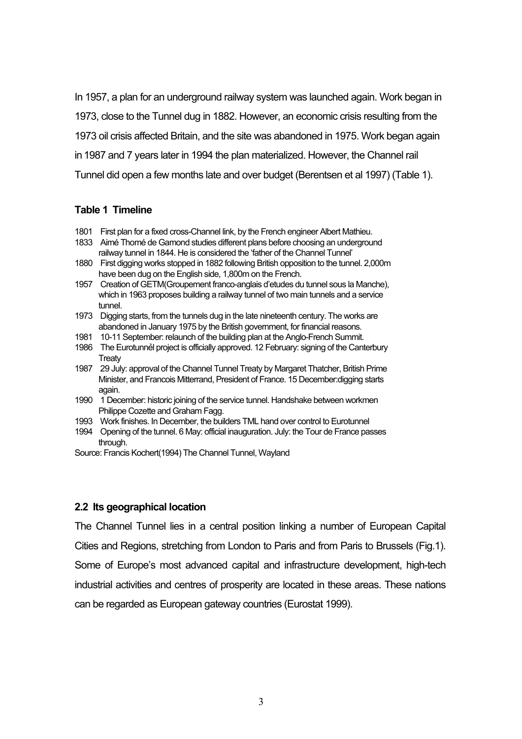In 1957, a plan for an underground railway system was launched again. Work began in 1973, close to the Tunnel dug in 1882. However, an economic crisis resulting from the 1973 oil crisis affected Britain, and the site was abandoned in 1975. Work began again in 1987 and 7 years later in 1994 the plan materialized. However, the Channel rail Tunnel did open a few months late and over budget (Berentsen et al 1997) (Table 1).

**Table 1 Timeline**

1801 First plan for a fixed cross-Channel link, by the French engineer Albert Mathieu.
1833 Aimé Thomé de Gamond studies different plans before choosing an underground railway tunnel in 1844. He is considered the 'father of the Channel Tunnel'
1880 First digging works stopped in 1882 following British opposition to the tunnel. 2,000m have been dug on the English side, 1,800m on the French.
1957 Creation of GETM(Groupement franco-anglais d'etudes du tunnel sous la Manche), which in 1963 proposes building a railway tunnel of two main tunnels and a service tunnel.
1973 Digging starts, from the tunnels dug in the late nineteenth century. The works are abandoned in January 1975 by the British government, for financial reasons.
1981 10-11 September: relaunch of the building plan at the Anglo-French Summit.
1986 The Eurotunnel project is officially approved. 12 February: signing of the Canterbury Treaty
1987 29 July: approval of the Channel Tunnel Treaty by Margaret Thatcher, British Prime Minister, and Francois Mitterrand, President of France. 15 December:digging starts again.
1990 1 December: historic joining of the service tunnel. Handshake between workmen Philippe Cozette and Graham Fagg.
1993 Work finishes. In December, the builders TML hand over control to Eurotunnel
1994 Opening of the tunnel. 6 May: official inauguration. July: the Tour de France passes through.

Source: Francis Kochert(1994) The Channel Tunnel, Wayland

### 2.2 Its geographical location

The Channel Tunnel lies in a central position linking a number of European Capital Cities and Regions, stretching from London to Paris and from Paris to Brussels (Fig.1). Some of Europe's most advanced capital and infrastructure development, high-tech industrial activities and centres of prosperity are located in these areas. These nations can be regarded as European gateway countries (Eurostat 1999).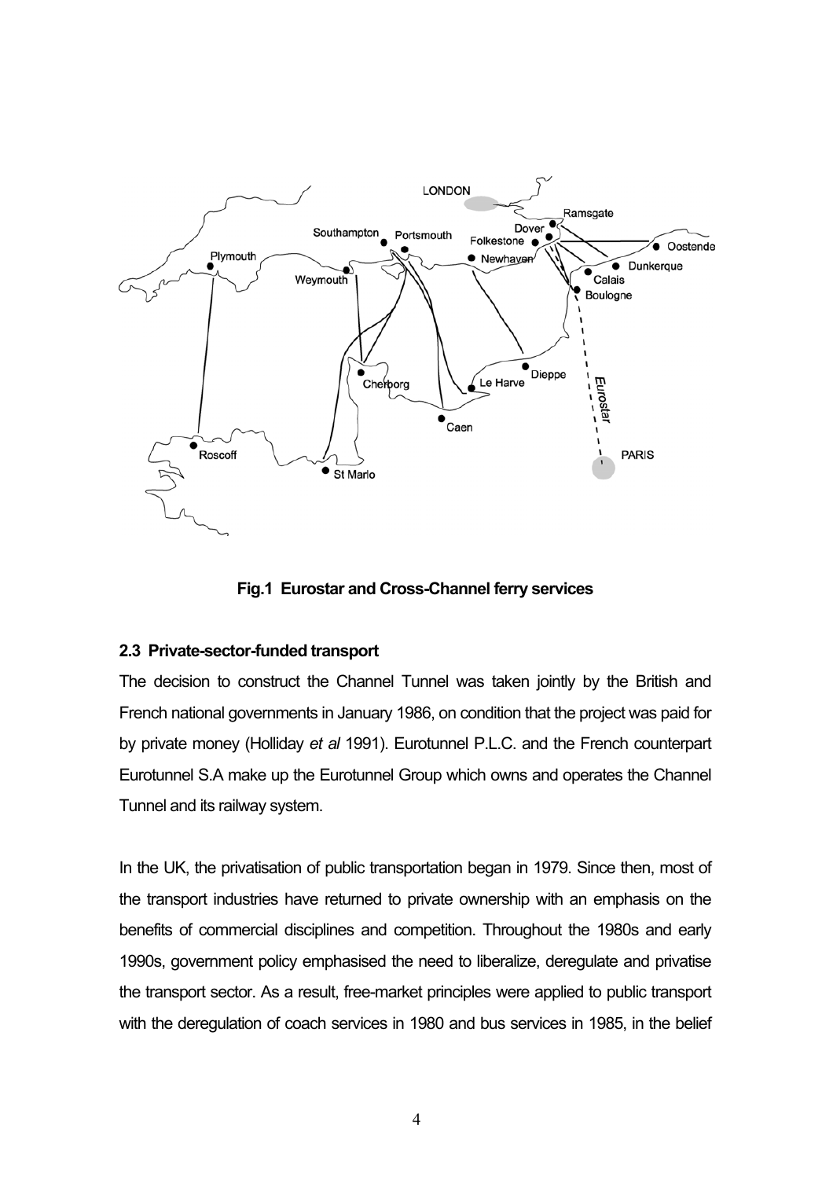**Fig.1 Eurostar and Cross-Channel ferry services**

### 2.3 Private-sector-funded transport

The decision to construct the Channel Tunnel was taken jointly by the British and French national governments in January 1986, on condition that the project was paid for by private money (Holliday *et al* 1991). Eurotunnel P.L.C. and the French counterpart Eurotunnel S.A make up the Eurotunnel Group which owns and operates the Channel Tunnel and its railway system.

In the UK, the privatisation of public transportation began in 1979. Since then, most of the transport industries have returned to private ownership with an emphasis on the benefits of commercial disciplines and competition. Throughout the 1980s and early 1990s, government policy emphasised the need to liberalize, deregulate and privatise the transport sector. As a result, free-market principles were applied to public transport with the deregulation of coach services in 1980 and bus services in 1985, in the belief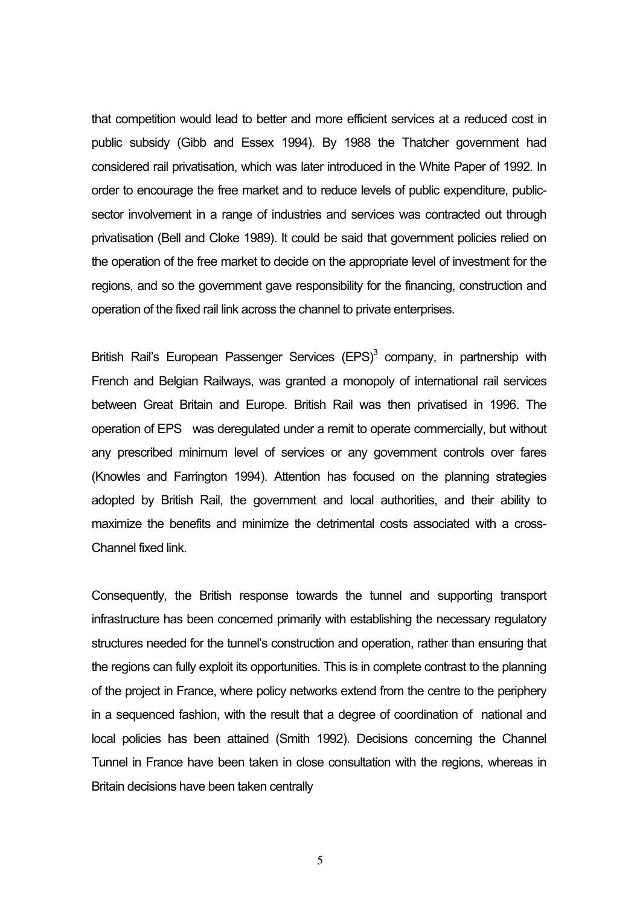that competition would lead to better and more efficient services at a reduced cost in public subsidy (Gibb and Essex 1994). By 1988 the Thatcher government had considered rail privatisation, which was later introduced in the White Paper of 1992. In order to encourage the free market and to reduce levels of public expenditure, public-sector involvement in a range of industries and services was contracted out through privatisation (Bell and Cloke 1989). It could be said that government policies relied on the operation of the free market to decide on the appropriate level of investment for the regions, and so the government gave responsibility for the financing, construction and operation of the fixed rail link across the channel to private enterprises.

British Rail's European Passenger Services (EPS)[3] company, in partnership with French and Belgian Railways, was granted a monopoly of international rail services between Great Britain and Europe. British Rail was then privatised in 1996. The operation of EPS was deregulated under a remit to operate commercially, but without any prescribed minimum level of services or any government controls over fares (Knowles and Farrington 1994). Attention has focused on the planning strategies adopted by British Rail, the government and local authorities, and their ability to maximize the benefits and minimize the detrimental costs associated with a cross-Channel fixed link.

Consequently, the British response towards the tunnel and supporting transport infrastructure has been concerned primarily with establishing the necessary regulatory structures needed for the tunnel's construction and operation, rather than ensuring that the regions can fully exploit its opportunities. This is in complete contrast to the planning of the project in France, where policy networks extend from the centre to the periphery in a sequenced fashion, with the result that a degree of coordination of national and local policies has been attained (Smith 1992). Decisions concerning the Channel Tunnel in France have been taken in close consultation with the regions, whereas in Britain decisions have been taken centrally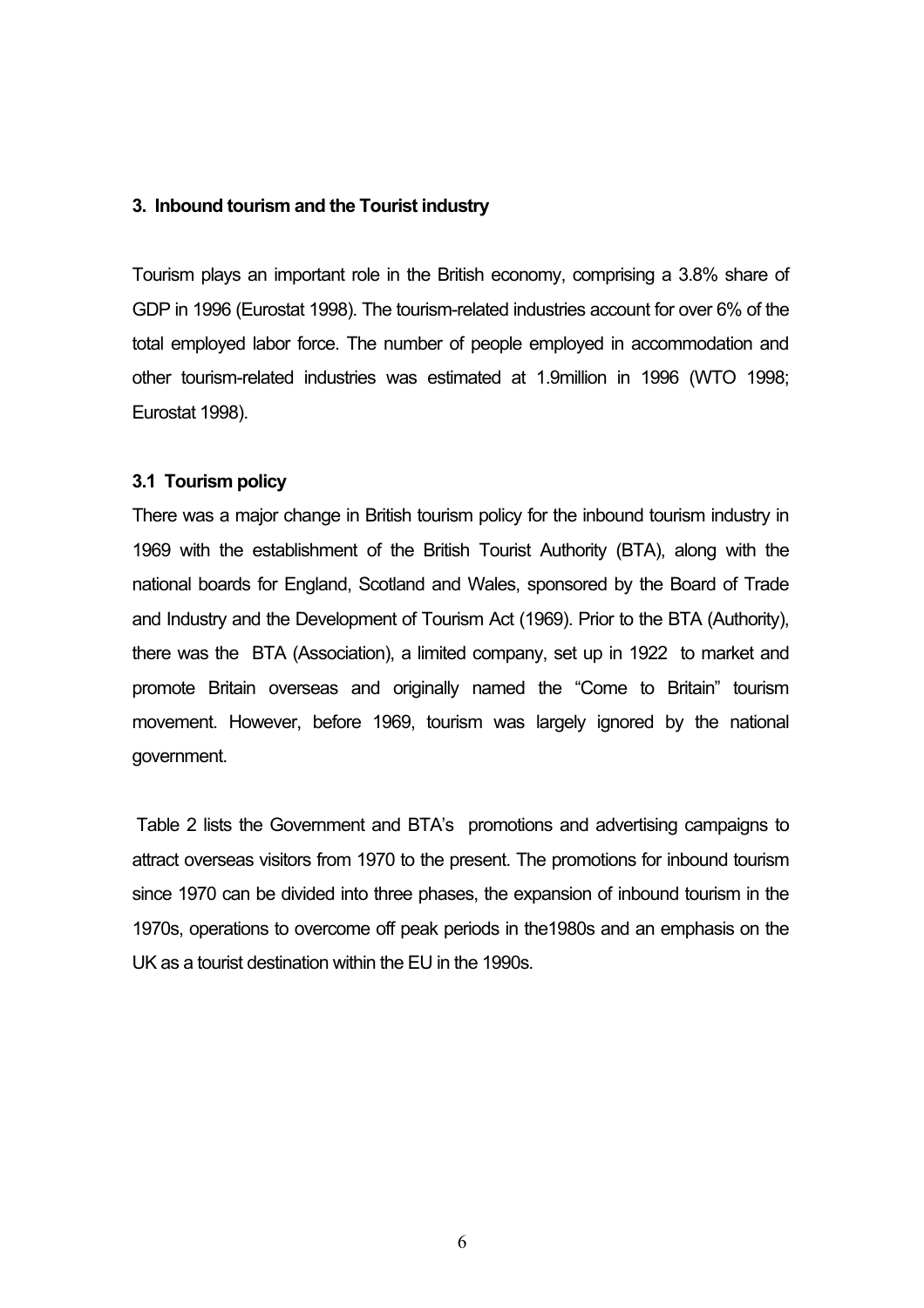## 3. Inbound tourism and the Tourist industry

Tourism plays an important role in the British economy, comprising a 3.8% share of GDP in 1996 (Eurostat 1998). The tourism-related industries account for over 6% of the total employed labor force. The number of people employed in accommodation and other tourism-related industries was estimated at 1.9million in 1996 (WTO 1998; Eurostat 1998).

### 3.1 Tourism policy

There was a major change in British tourism policy for the inbound tourism industry in 1969 with the establishment of the British Tourist Authority (BTA), along with the national boards for England, Scotland and Wales, sponsored by the Board of Trade and Industry and the Development of Tourism Act (1969). Prior to the BTA (Authority), there was the BTA (Association), a limited company, set up in 1922 to market and promote Britain overseas and originally named the "Come to Britain" tourism movement. However, before 1969, tourism was largely ignored by the national government.

Table 2 lists the Government and BTA's promotions and advertising campaigns to attract overseas visitors from 1970 to the present. The promotions for inbound tourism since 1970 can be divided into three phases, the expansion of inbound tourism in the 1970s, operations to overcome off peak periods in the1980s and an emphasis on the UK as a tourist destination within the EU in the 1990s.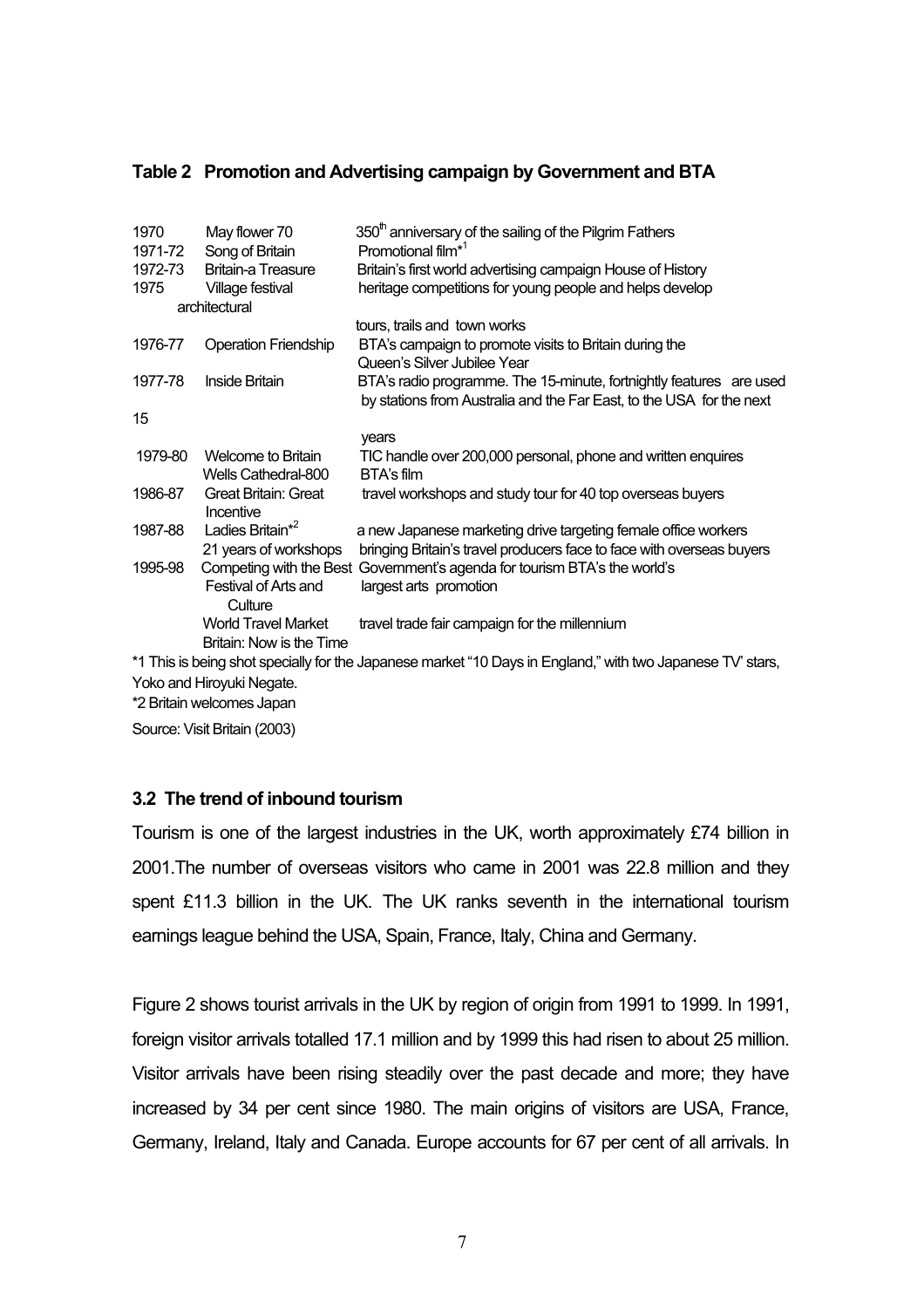**Table 2 Promotion and Advertising campaign by Government and BTA**

| Year | Campaign | Description |
|---|---|---|
| 1970 | May flower 70 | 350th anniversary of the sailing of the Pilgrim Fathers |
| 1971-72 | Song of Britain | Promotional film*[1] |
| 1972-73 | Britain-a Treasure | Britain's first world advertising campaign House of History |
| 1975 | Village festival architectural | heritage competitions for young people and helps develop tours, trails and town works |
| 1976-77 | Operation Friendship | BTA's campaign to promote visits to Britain during the Queen's Silver Jubilee Year |
| 1977-78 | Inside Britain | BTA's radio programme. The 15-minute, fortnightly features are used by stations from Australia and the Far East, to the USA for the next 15 years |
| 1979-80 | Welcome to Britain | TIC handle over 200,000 personal, phone and written enquires |
| | Wells Cathedral-800 | BTA's film |
| 1986-87 | Great Britain: Great Incentive | travel workshops and study tour for 40 top overseas buyers |
| 1987-88 | Ladies Britain*[2] | a new Japanese marketing drive targeting female office workers |
| | 21 years of workshops | bringing Britain's travel producers face to face with overseas buyers |
| 1995-98 | Competing with the Best | Government's agenda for tourism |
| | Festival of Arts and Culture | BTA's the world's largest arts promotion |
| | World Travel Market | travel trade fair |
| | Britain: Now is the Time | campaign for the millennium |

*1 This is being shot specially for the Japanese market "10 Days in England," with two Japanese TV' stars, Yoko and Hiroyuki Negate.

*2 Britain welcomes Japan

Source: Visit Britain (2003)

### 3.2 The trend of inbound tourism

Tourism is one of the largest industries in the UK, worth approximately £74 billion in 2001.The number of overseas visitors who came in 2001 was 22.8 million and they spent £11.3 billion in the UK. The UK ranks seventh in the international tourism earnings league behind the USA, Spain, France, Italy, China and Germany.

Figure 2 shows tourist arrivals in the UK by region of origin from 1991 to 1999. In 1991, foreign visitor arrivals totalled 17.1 million and by 1999 this had risen to about 25 million. Visitor arrivals have been rising steadily over the past decade and more; they have increased by 34 per cent since 1980. The main origins of visitors are USA, France, Germany, Ireland, Italy and Canada. Europe accounts for 67 per cent of all arrivals. In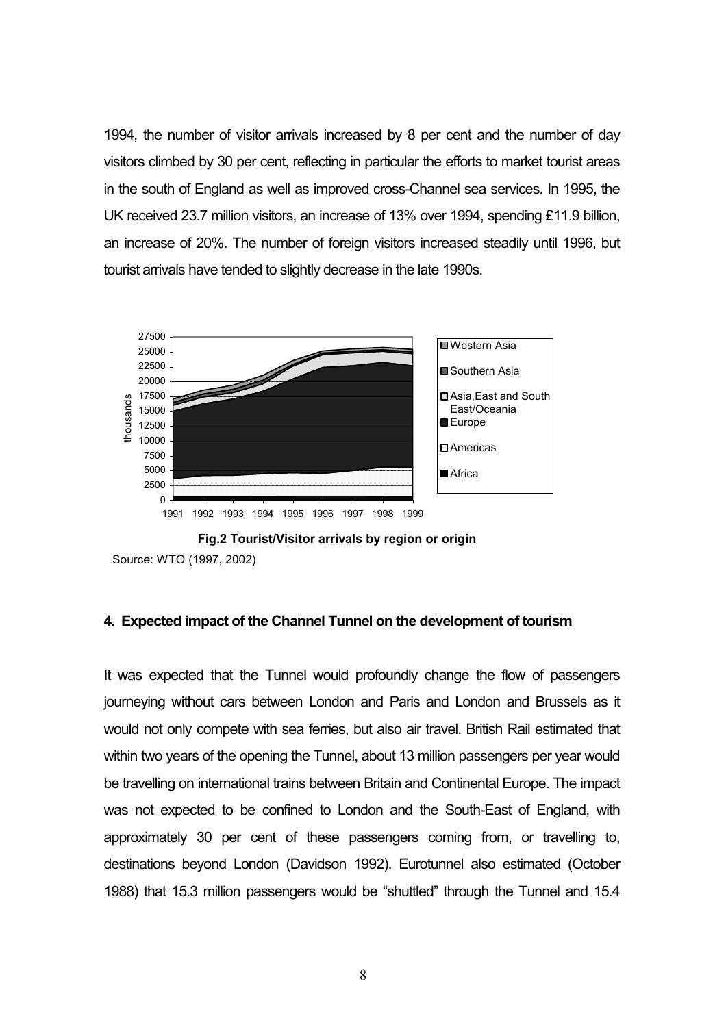1994, the number of visitor arrivals increased by 8 per cent and the number of day visitors climbed by 30 per cent, reflecting in particular the efforts to market tourist areas in the south of England as well as improved cross-Channel sea services. In 1995, the UK received 23.7 million visitors, an increase of 13% over 1994, spending £11.9 billion, an increase of 20%. The number of foreign visitors increased steadily until 1996, but tourist arrivals have tended to slightly decrease in the late 1990s.

**Fig.2 Tourist/Visitor arrivals by region or origin**

Source: WTO (1997, 2002)

## 4. Expected impact of the Channel Tunnel on the development of tourism

It was expected that the Tunnel would profoundly change the flow of passengers journeying without cars between London and Paris and London and Brussels as it would not only compete with sea ferries, but also air travel. British Rail estimated that within two years of the opening the Tunnel, about 13 million passengers per year would be travelling on international trains between Britain and Continental Europe. The impact was not expected to be confined to London and the South-East of England, with approximately 30 per cent of these passengers coming from, or travelling to, destinations beyond London (Davidson 1992). Eurotunnel also estimated (October 1988) that 15.3 million passengers would be "shuttled" through the Tunnel and 15.4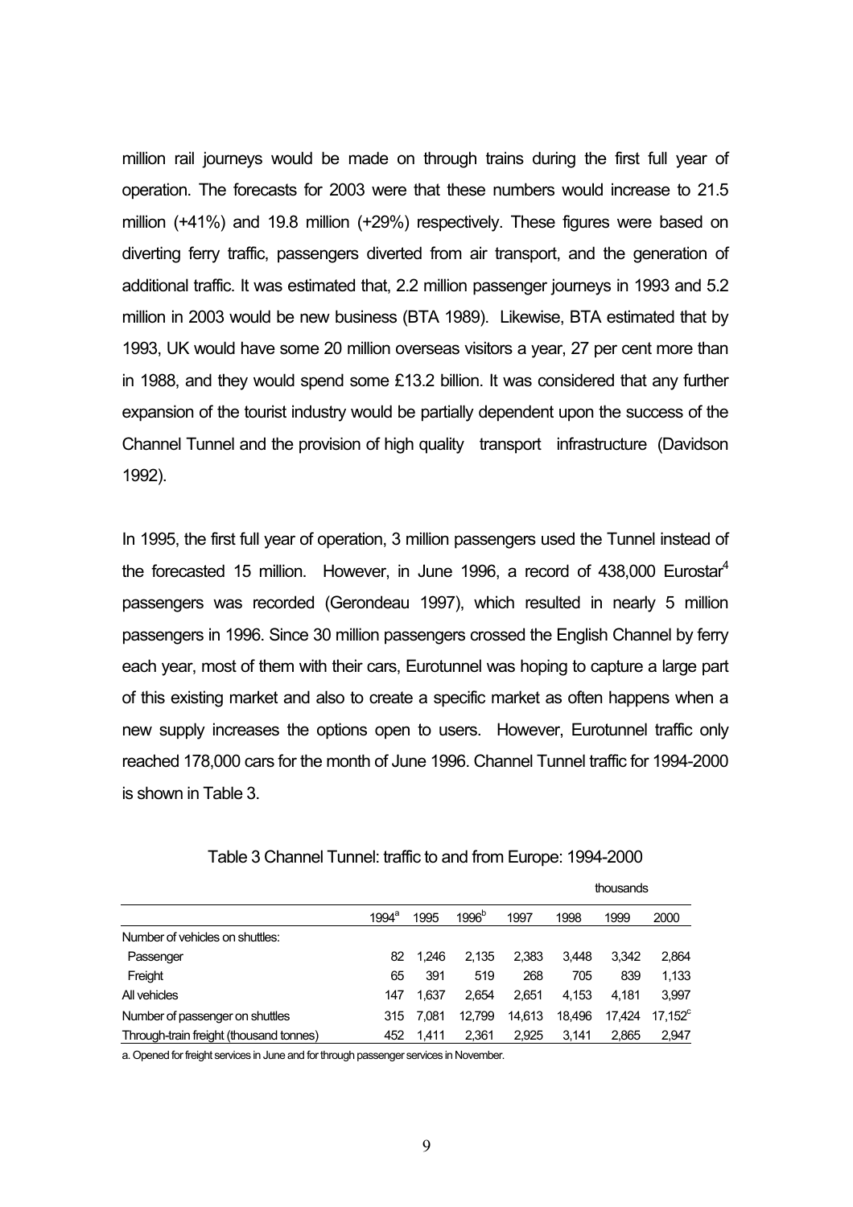million rail journeys would be made on through trains during the first full year of operation. The forecasts for 2003 were that these numbers would increase to 21.5 million (+41%) and 19.8 million (+29%) respectively. These figures were based on diverting ferry traffic, passengers diverted from air transport, and the generation of additional traffic. It was estimated that, 2.2 million passenger journeys in 1993 and 5.2 million in 2003 would be new business (BTA 1989). Likewise, BTA estimated that by 1993, UK would have some 20 million overseas visitors a year, 27 per cent more than in 1988, and they would spend some £13.2 billion. It was considered that any further expansion of the tourist industry would be partially dependent upon the success of the Channel Tunnel and the provision of high quality transport infrastructure (Davidson 1992).

In 1995, the first full year of operation, 3 million passengers used the Tunnel instead of the forecasted 15 million. However, in June 1996, a record of 438,000 Eurostar[4] passengers was recorded (Gerondeau 1997), which resulted in nearly 5 million passengers in 1996. Since 30 million passengers crossed the English Channel by ferry each year, most of them with their cars, Eurotunnel was hoping to capture a large part of this existing market and also to create a specific market as often happens when a new supply increases the options open to users. However, Eurotunnel traffic only reached 178,000 cars for the month of June 1996. Channel Tunnel traffic for 1994-2000 is shown in Table 3.

Table 3 Channel Tunnel: traffic to and from Europe: 1994-2000

thousands

| | 1994[a] | 1995 | 1996[b] | 1997 | 1998 | 1999 | 2000 |
|---|---|---|---|---|---|---|---|
| Number of vehicles on shuttles: | | | | | | | |
| Passenger | 82 | 1,246 | 2,135 | 2,383 | 3,448 | 3,342 | 2,864 |
| Freight | 65 | 391 | 519 | 268 | 705 | 839 | 1,133 |
| All vehicles | 147 | 1,637 | 2,654 | 2,651 | 4,153 | 4,181 | 3,997 |
| Number of passenger on shuttles | 315 | 7,081 | 12,799 | 14,613 | 18,496 | 17,424 | 17,152[c] |
| Through-train freight (thousand tonnes) | 452 | 1,411 | 2,361 | 2,925 | 3,141 | 2,865 | 2,947 |

a. Opened for freight services in June and for through passenger services in November.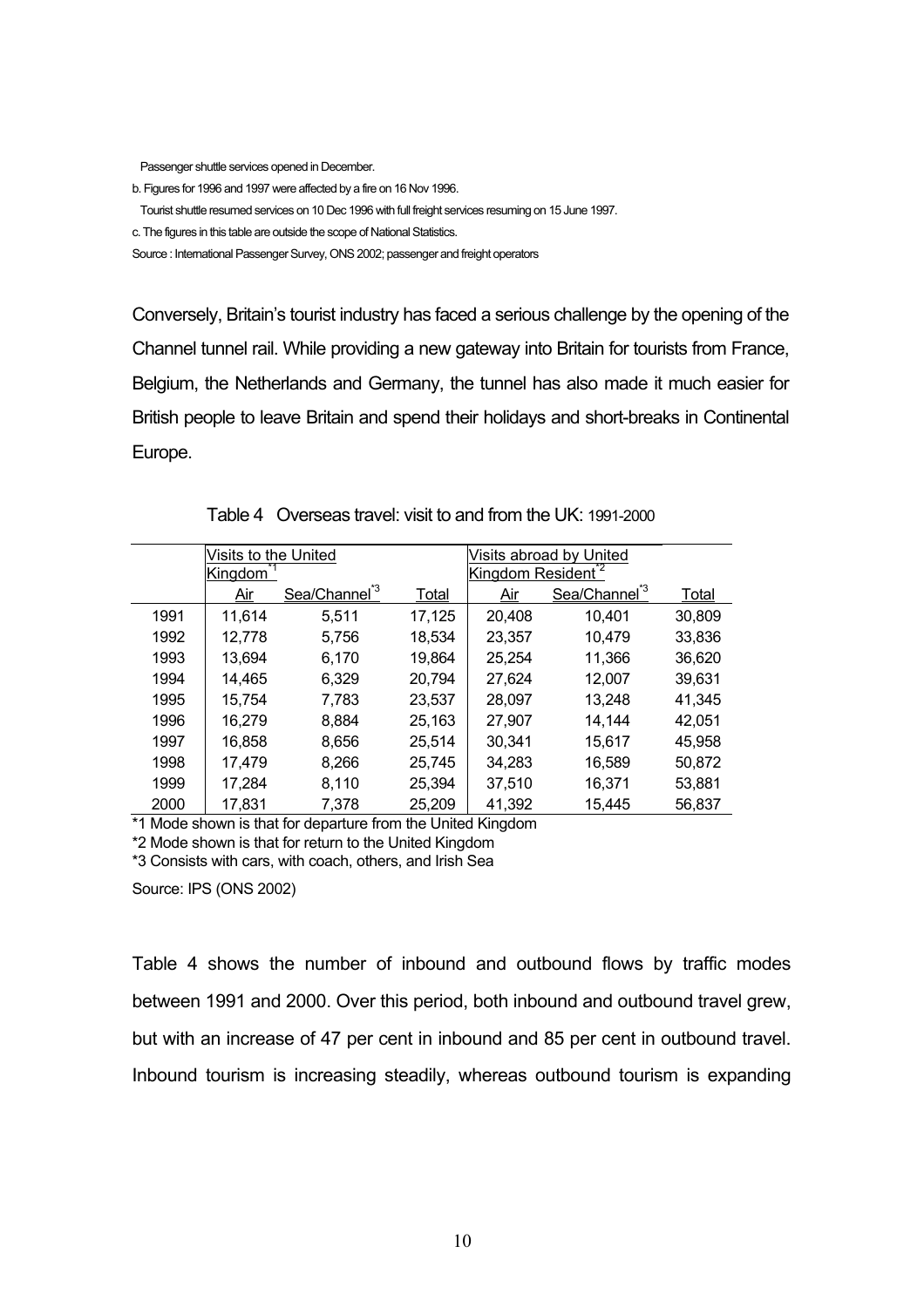Passenger shuttle services opened in December.

b. Figures for 1996 and 1997 were affected by a fire on 16 Nov 1996.

Tourist shuttle resumed services on 10 Dec 1996 with full freight services resuming on 15 June 1997.

c. The figures in this table are outside the scope of National Statistics.

Source : International Passenger Survey, ONS 2002; passenger and freight operators

Conversely, Britain's tourist industry has faced a serious challenge by the opening of the Channel tunnel rail. While providing a new gateway into Britain for tourists from France, Belgium, the Netherlands and Germany, the tunnel has also made it much easier for British people to leave Britain and spend their holidays and short-breaks in Continental Europe.

Table 4 Overseas travel: visit to and from the UK: 1991-2000

| | Visits to the United Kingdom*1 | | | Visits abroad by United Kingdom Resident*2 | | |
|---|---|---|---|---|---|---|
| | Air | Sea/Channel*3 | Total | Air | Sea/Channel*3 | Total |
| 1991 | 11,614 | 5,511 | 17,125 | 20,408 | 10,401 | 30,809 |
| 1992 | 12,778 | 5,756 | 18,534 | 23,357 | 10,479 | 33,836 |
| 1993 | 13,694 | 6,170 | 19,864 | 25,254 | 11,366 | 36,620 |
| 1994 | 14,465 | 6,329 | 20,794 | 27,624 | 12,007 | 39,631 |
| 1995 | 15,754 | 7,783 | 23,537 | 28,097 | 13,248 | 41,345 |
| 1996 | 16,279 | 8,884 | 25,163 | 27,907 | 14,144 | 42,051 |
| 1997 | 16,858 | 8,656 | 25,514 | 30,341 | 15,617 | 45,958 |
| 1998 | 17,479 | 8,266 | 25,745 | 34,283 | 16,589 | 50,872 |
| 1999 | 17,284 | 8,110 | 25,394 | 37,510 | 16,371 | 53,881 |
| 2000 | 17,831 | 7,378 | 25,209 | 41,392 | 15,445 | 56,837 |

*1 Mode shown is that for departure from the United Kingdom

*2 Mode shown is that for return to the United Kingdom

*3 Consists with cars, with coach, others, and Irish Sea

Source: IPS (ONS 2002)

Table 4 shows the number of inbound and outbound flows by traffic modes between 1991 and 2000. Over this period, both inbound and outbound travel grew, but with an increase of 47 per cent in inbound and 85 per cent in outbound travel. Inbound tourism is increasing steadily, whereas outbound tourism is expanding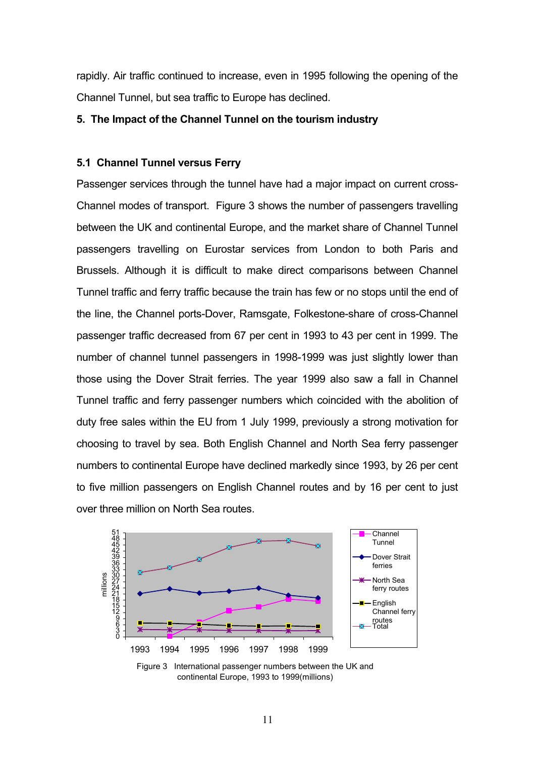rapidly. Air traffic continued to increase, even in 1995 following the opening of the Channel Tunnel, but sea traffic to Europe has declined.

**5. The Impact of the Channel Tunnel on the tourism industry**

**5.1 Channel Tunnel versus Ferry**

Passenger services through the tunnel have had a major impact on current cross-Channel modes of transport. Figure 3 shows the number of passengers travelling between the UK and continental Europe, and the market share of Channel Tunnel passengers travelling on Eurostar services from London to both Paris and Brussels. Although it is difficult to make direct comparisons between Channel Tunnel traffic and ferry traffic because the train has few or no stops until the end of the line, the Channel ports-Dover, Ramsgate, Folkestone-share of cross-Channel passenger traffic decreased from 67 per cent in 1993 to 43 per cent in 1999. The number of channel tunnel passengers in 1998-1999 was just slightly lower than those using the Dover Strait ferries. The year 1999 also saw a fall in Channel Tunnel traffic and ferry passenger numbers which coincided with the abolition of duty free sales within the EU from 1 July 1999, previously a strong motivation for choosing to travel by sea. Both English Channel and North Sea ferry passenger numbers to continental Europe have declined markedly since 1993, by 26 per cent to five million passengers on English Channel routes and by 16 per cent to just over three million on North Sea routes.

Figure 3 International passenger numbers between the UK and continental Europe, 1993 to 1999(millions)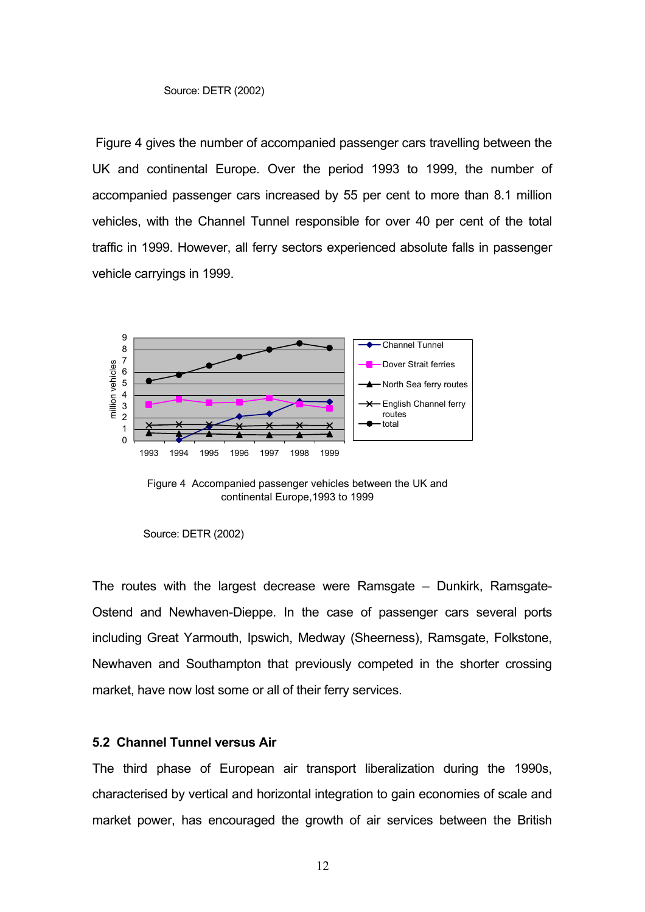Source: DETR (2002)

Figure 4 gives the number of accompanied passenger cars travelling between the UK and continental Europe. Over the period 1993 to 1999, the number of accompanied passenger cars increased by 55 per cent to more than 8.1 million vehicles, with the Channel Tunnel responsible for over 40 per cent of the total traffic in 1999. However, all ferry sectors experienced absolute falls in passenger vehicle carryings in 1999.

Figure 4 Accompanied passenger vehicles between the UK and continental Europe, 1993 to 1999

Source: DETR (2002)

The routes with the largest decrease were Ramsgate – Dunkirk, Ramsgate-Ostend and Newhaven-Dieppe. In the case of passenger cars several ports including Great Yarmouth, Ipswich, Medway (Sheerness), Ramsgate, Folkstone, Newhaven and Southampton that previously competed in the shorter crossing market, have now lost some or all of their ferry services.

### 5.2 Channel Tunnel versus Air

The third phase of European air transport liberalization during the 1990s, characterised by vertical and horizontal integration to gain economies of scale and market power, has encouraged the growth of air services between the British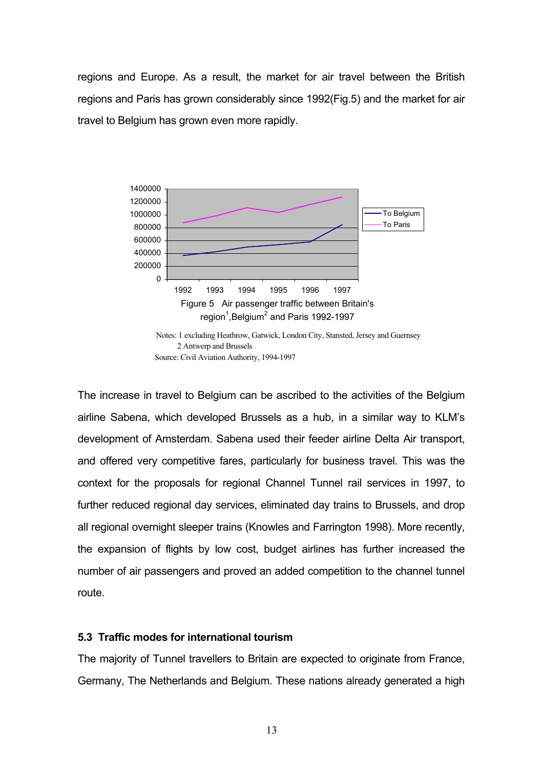regions and Europe. As a result, the market for air travel between the British regions and Paris has grown considerably since 1992(Fig.5) and the market for air travel to Belgium has grown even more rapidly.

Figure 5 Air passenger traffic between Britain's region[1],Belgium[2] and Paris 1992-1997

Notes: 1 excluding Heathrow, Gatwick, London City, Stansted, Jersey and Guernsey
2 Antwerp and Brussels
Source: Civil Aviation Authority, 1994-1997

The increase in travel to Belgium can be ascribed to the activities of the Belgium airline Sabena, which developed Brussels as a hub, in a similar way to KLM's development of Amsterdam. Sabena used their feeder airline Delta Air transport, and offered very competitive fares, particularly for business travel. This was the context for the proposals for regional Channel Tunnel rail services in 1997, to further reduced regional day services, eliminated day trains to Brussels, and drop all regional overnight sleeper trains (Knowles and Farrington 1998). More recently, the expansion of flights by low cost, budget airlines has further increased the number of air passengers and proved an added competition to the channel tunnel route.

### 5.3 Traffic modes for international tourism

The majority of Tunnel travellers to Britain are expected to originate from France, Germany, The Netherlands and Belgium. These nations already generated a high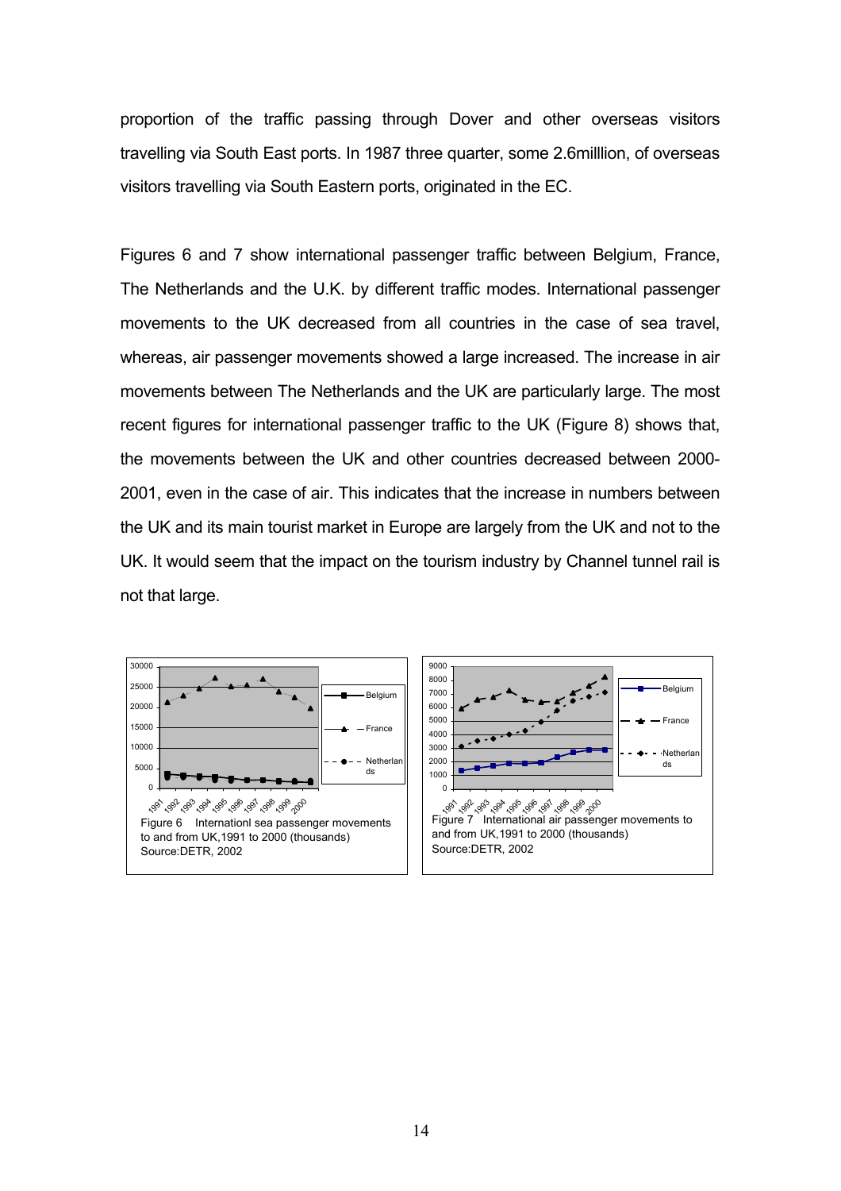proportion of the traffic passing through Dover and other overseas visitors travelling via South East ports. In 1987 three quarter, some 2.6milllion, of overseas visitors travelling via South Eastern ports, originated in the EC.

Figures 6 and 7 show international passenger traffic between Belgium, France, The Netherlands and the U.K. by different traffic modes. International passenger movements to the UK decreased from all countries in the case of sea travel, whereas, air passenger movements showed a large increased. The increase in air movements between The Netherlands and the UK are particularly large. The most recent figures for international passenger traffic to the UK (Figure 8) shows that, the movements between the UK and other countries decreased between 2000-2001, even in the case of air. This indicates that the increase in numbers between the UK and its main tourist market in Europe are largely from the UK and not to the UK. It would seem that the impact on the tourism industry by Channel tunnel rail is not that large.

Figure 6 Internationl sea passenger movements to and from UK,1991 to 2000 (thousands) Source:DETR, 2002

Figure 7 International air passenger movements to and from UK,1991 to 2000 (thousands) Source:DETR, 2002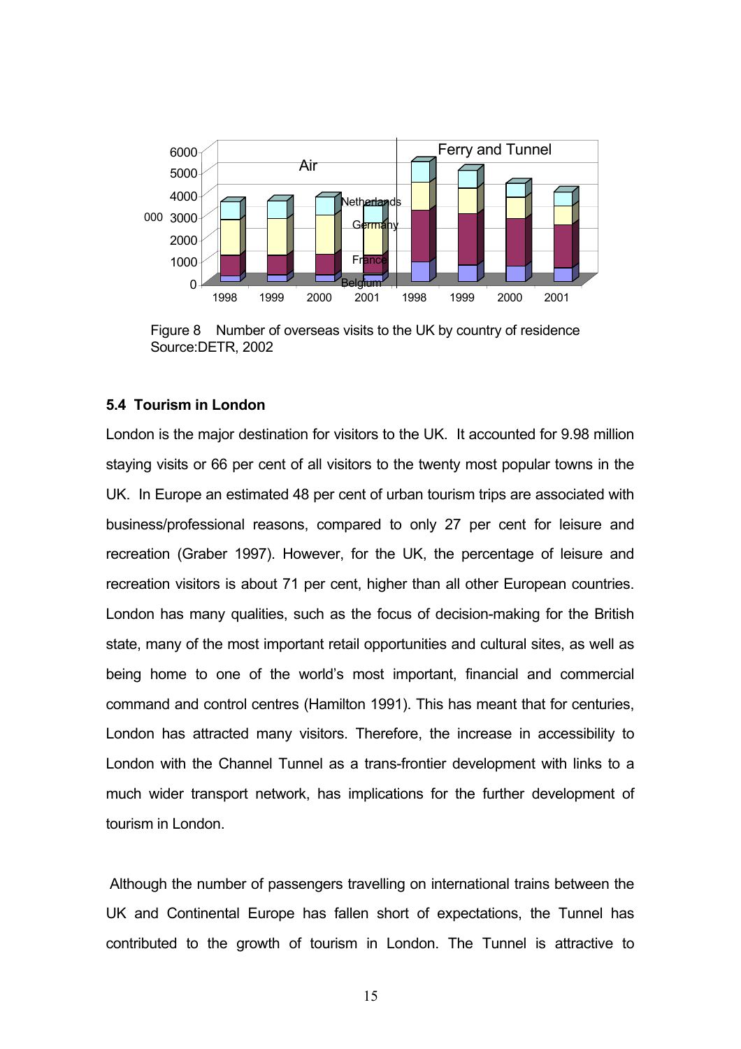Figure 8 Number of overseas visits to the UK by country of residence
Source:DETR, 2002

### 5.4 Tourism in London

London is the major destination for visitors to the UK. It accounted for 9.98 million staying visits or 66 per cent of all visitors to the twenty most popular towns in the UK. In Europe an estimated 48 per cent of urban tourism trips are associated with business/professional reasons, compared to only 27 per cent for leisure and recreation (Graber 1997). However, for the UK, the percentage of leisure and recreation visitors is about 71 per cent, higher than all other European countries. London has many qualities, such as the focus of decision-making for the British state, many of the most important retail opportunities and cultural sites, as well as being home to one of the world's most important, financial and commercial command and control centres (Hamilton 1991). This has meant that for centuries, London has attracted many visitors. Therefore, the increase in accessibility to London with the Channel Tunnel as a trans-frontier development with links to a much wider transport network, has implications for the further development of tourism in London.

Although the number of passengers travelling on international trains between the UK and Continental Europe has fallen short of expectations, the Tunnel has contributed to the growth of tourism in London. The Tunnel is attractive to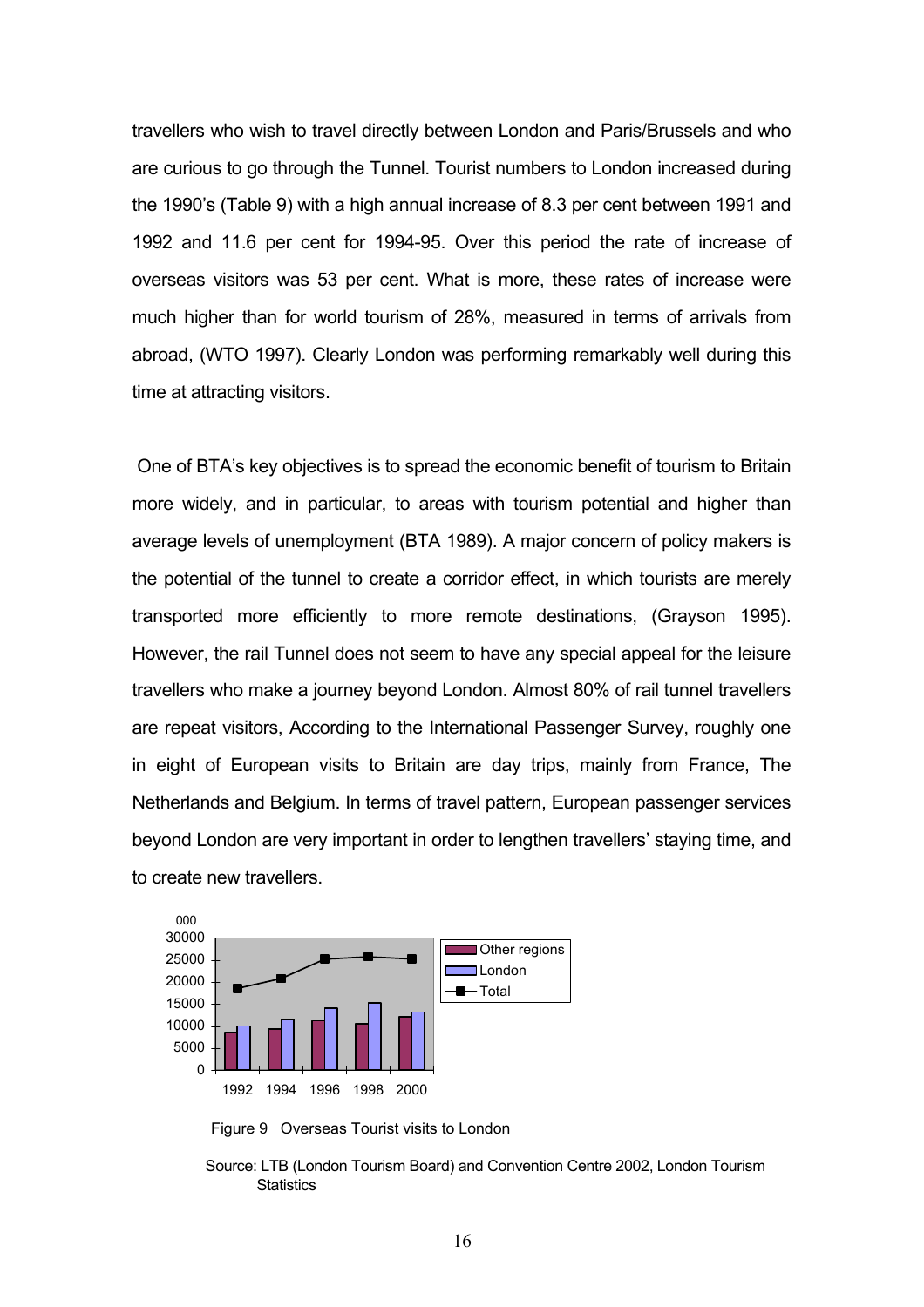travellers who wish to travel directly between London and Paris/Brussels and who are curious to go through the Tunnel. Tourist numbers to London increased during the 1990's (Table 9) with a high annual increase of 8.3 per cent between 1991 and 1992 and 11.6 per cent for 1994-95. Over this period the rate of increase of overseas visitors was 53 per cent. What is more, these rates of increase were much higher than for world tourism of 28%, measured in terms of arrivals from abroad, (WTO 1997). Clearly London was performing remarkably well during this time at attracting visitors.

One of BTA's key objectives is to spread the economic benefit of tourism to Britain more widely, and in particular, to areas with tourism potential and higher than average levels of unemployment (BTA 1989). A major concern of policy makers is the potential of the tunnel to create a corridor effect, in which tourists are merely transported more efficiently to more remote destinations, (Grayson 1995). However, the rail Tunnel does not seem to have any special appeal for the leisure travellers who make a journey beyond London. Almost 80% of rail tunnel travellers are repeat visitors, According to the International Passenger Survey, roughly one in eight of European visits to Britain are day trips, mainly from France, The Netherlands and Belgium. In terms of travel pattern, European passenger services beyond London are very important in order to lengthen travellers' staying time, and to create new travellers.

Figure 9 Overseas Tourist visits to London

Source: LTB (London Tourism Board) and Convention Centre 2002, London Tourism Statistics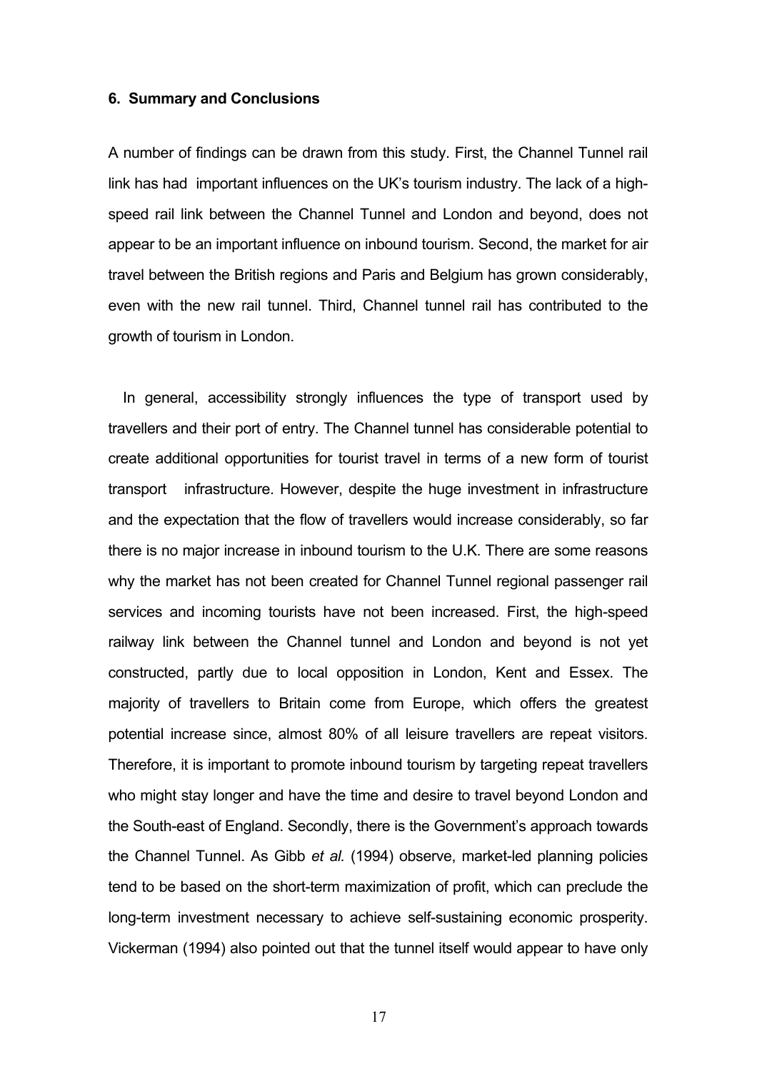### 6. Summary and Conclusions

A number of findings can be drawn from this study. First, the Channel Tunnel rail link has had important influences on the UK's tourism industry. The lack of a high-speed rail link between the Channel Tunnel and London and beyond, does not appear to be an important influence on inbound tourism. Second, the market for air travel between the British regions and Paris and Belgium has grown considerably, even with the new rail tunnel. Third, Channel tunnel rail has contributed to the growth of tourism in London.

In general, accessibility strongly influences the type of transport used by travellers and their port of entry. The Channel tunnel has considerable potential to create additional opportunities for tourist travel in terms of a new form of tourist transport infrastructure. However, despite the huge investment in infrastructure and the expectation that the flow of travellers would increase considerably, so far there is no major increase in inbound tourism to the U.K. There are some reasons why the market has not been created for Channel Tunnel regional passenger rail services and incoming tourists have not been increased. First, the high-speed railway link between the Channel tunnel and London and beyond is not yet constructed, partly due to local opposition in London, Kent and Essex. The majority of travellers to Britain come from Europe, which offers the greatest potential increase since, almost 80% of all leisure travellers are repeat visitors. Therefore, it is important to promote inbound tourism by targeting repeat travellers who might stay longer and have the time and desire to travel beyond London and the South-east of England. Secondly, there is the Government's approach towards the Channel Tunnel. As Gibb *et al.* (1994) observe, market-led planning policies tend to be based on the short-term maximization of profit, which can preclude the long-term investment necessary to achieve self-sustaining economic prosperity. Vickerman (1994) also pointed out that the tunnel itself would appear to have only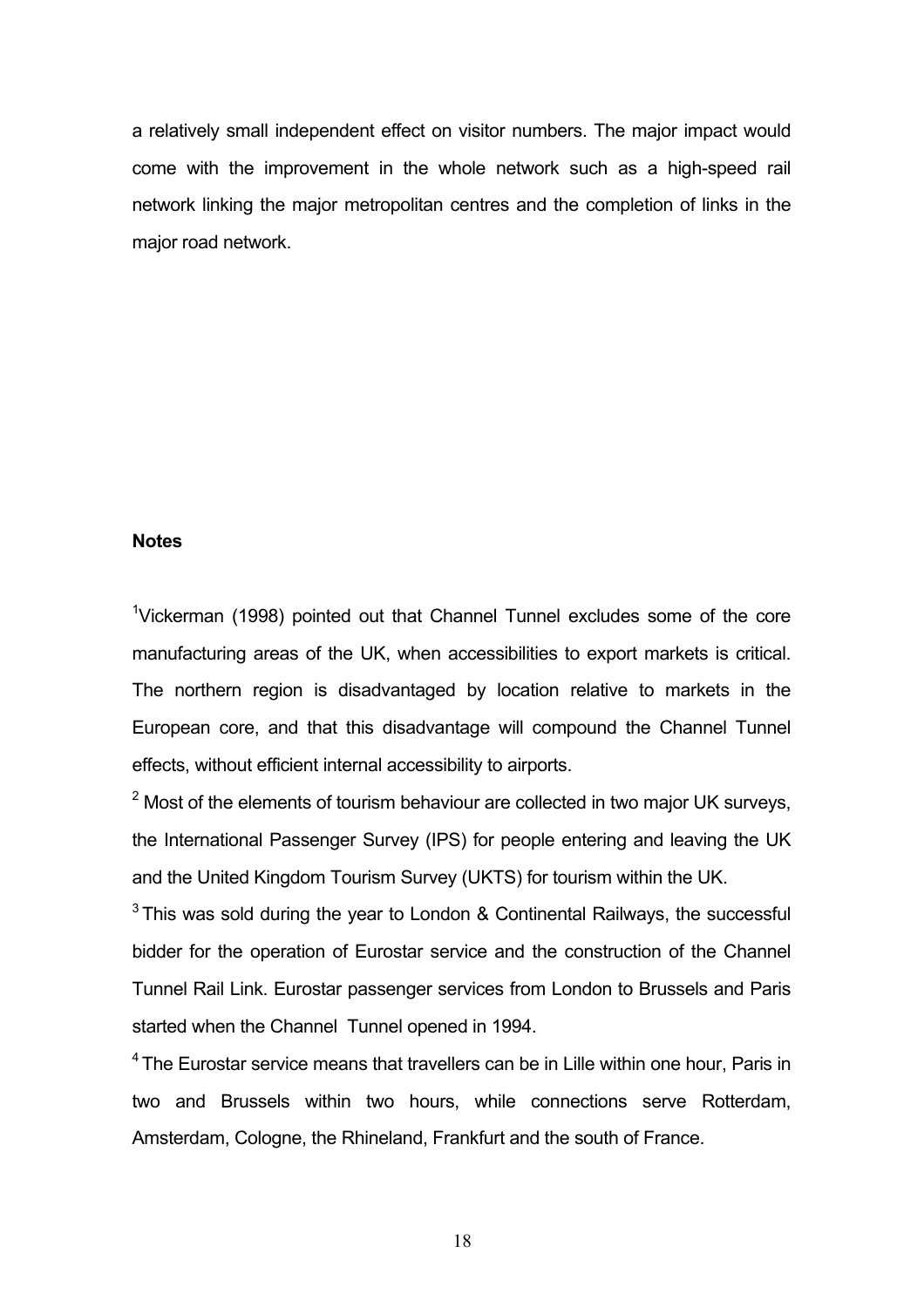a relatively small independent effect on visitor numbers. The major impact would come with the improvement in the whole network such as a high-speed rail network linking the major metropolitan centres and the completion of links in the major road network.

**Notes**

[1]Vickerman (1998) pointed out that Channel Tunnel excludes some of the core manufacturing areas of the UK, when accessibilities to export markets is critical. The northern region is disadvantaged by location relative to markets in the European core, and that this disadvantage will compound the Channel Tunnel effects, without efficient internal accessibility to airports.

[2] Most of the elements of tourism behaviour are collected in two major UK surveys, the International Passenger Survey (IPS) for people entering and leaving the UK and the United Kingdom Tourism Survey (UKTS) for tourism within the UK.

[3] This was sold during the year to London & Continental Railways, the successful bidder for the operation of Eurostar service and the construction of the Channel Tunnel Rail Link. Eurostar passenger services from London to Brussels and Paris started when the Channel Tunnel opened in 1994.

[4] The Eurostar service means that travellers can be in Lille within one hour, Paris in two and Brussels within two hours, while connections serve Rotterdam, Amsterdam, Cologne, the Rhineland, Frankfurt and the south of France.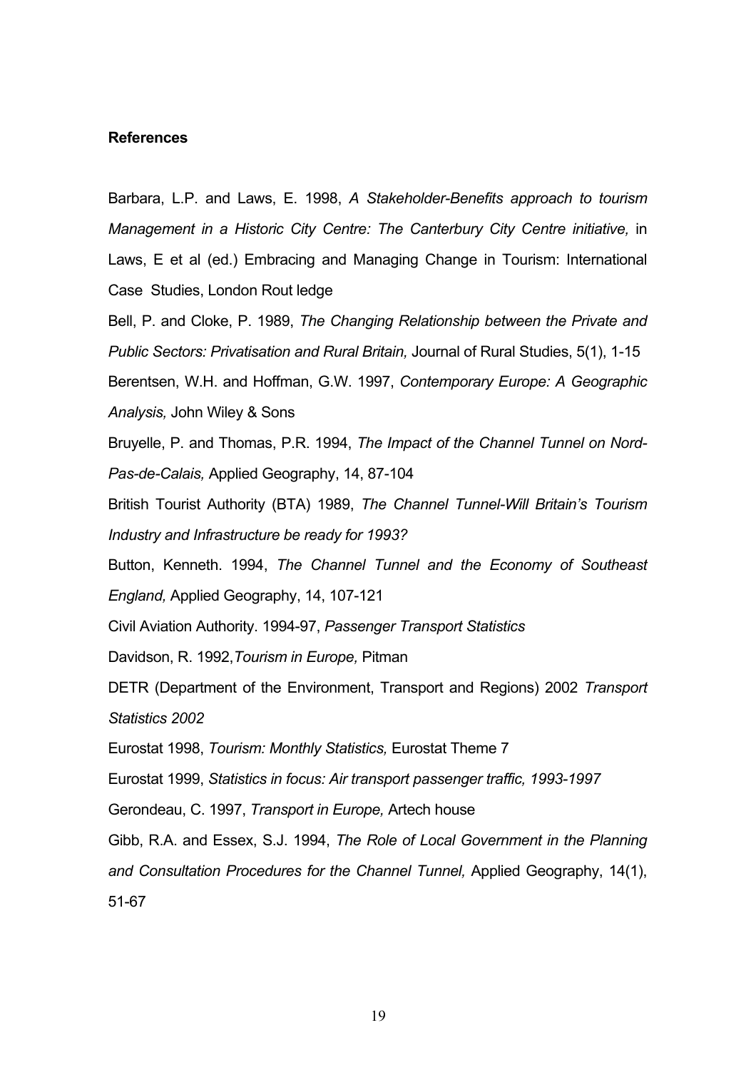**References**

Barbara, L.P. and Laws, E. 1998, *A Stakeholder-Benefits approach to tourism Management in a Historic City Centre: The Canterbury City Centre initiative,* in Laws, E et al (ed.) Embracing and Managing Change in Tourism: International Case Studies, London Rout ledge

Bell, P. and Cloke, P. 1989, *The Changing Relationship between the Private and Public Sectors: Privatisation and Rural Britain,* Journal of Rural Studies, 5(1), 1-15

Berentsen, W.H. and Hoffman, G.W. 1997, *Contemporary Europe: A Geographic Analysis,* John Wiley & Sons

Bruyelle, P. and Thomas, P.R. 1994, *The Impact of the Channel Tunnel on Nord-Pas-de-Calais,* Applied Geography, 14, 87-104

British Tourist Authority (BTA) 1989, *The Channel Tunnel-Will Britain's Tourism Industry and Infrastructure be ready for 1993?*

Button, Kenneth. 1994, *The Channel Tunnel and the Economy of Southeast England,* Applied Geography, 14, 107-121

Civil Aviation Authority. 1994-97, *Passenger Transport Statistics*

Davidson, R. 1992,*Tourism in Europe,* Pitman

DETR (Department of the Environment, Transport and Regions) 2002 *Transport Statistics 2002*

Eurostat 1998, *Tourism: Monthly Statistics,* Eurostat Theme 7

Eurostat 1999, *Statistics in focus: Air transport passenger traffic, 1993-1997*

Gerondeau, C. 1997, *Transport in Europe,* Artech house

Gibb, R.A. and Essex, S.J. 1994, *The Role of Local Government in the Planning and Consultation Procedures for the Channel Tunnel,* Applied Geography, 14(1), 51-67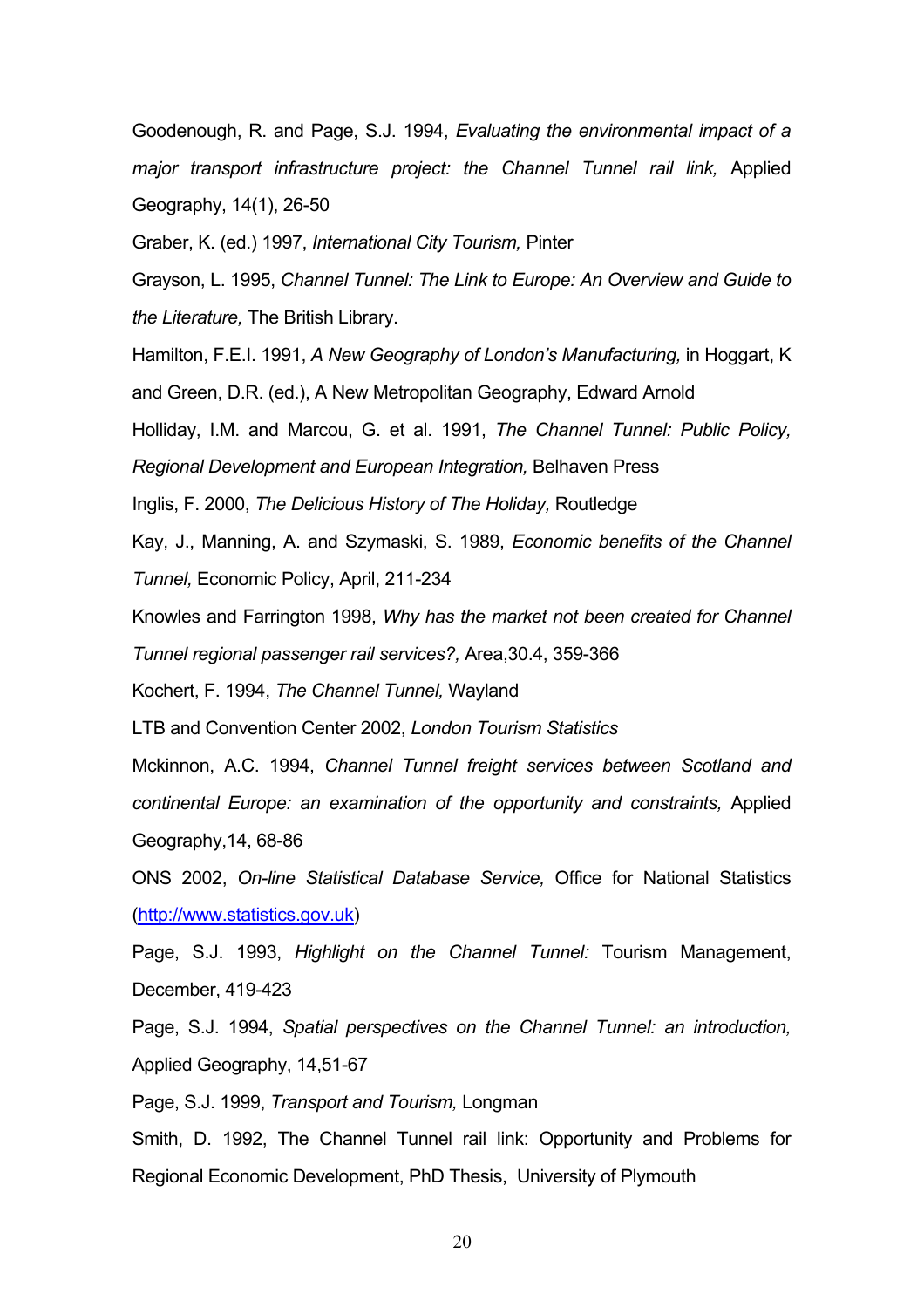Goodenough, R. and Page, S.J. 1994, *Evaluating the environmental impact of a major transport infrastructure project: the Channel Tunnel rail link,* Applied Geography, 14(1), 26-50

Graber, K. (ed.) 1997, *International City Tourism,* Pinter

Grayson, L. 1995, *Channel Tunnel: The Link to Europe: An Overview and Guide to the Literature,* The British Library.

Hamilton, F.E.I. 1991, *A New Geography of London's Manufacturing,* in Hoggart, K and Green, D.R. (ed.), A New Metropolitan Geography, Edward Arnold

Holliday, I.M. and Marcou, G. et al. 1991, *The Channel Tunnel: Public Policy, Regional Development and European Integration,* Belhaven Press

Inglis, F. 2000, *The Delicious History of The Holiday,* Routledge

Kay, J., Manning, A. and Szymaski, S. 1989, *Economic benefits of the Channel Tunnel,* Economic Policy, April, 211-234

Knowles and Farrington 1998, *Why has the market not been created for Channel Tunnel regional passenger rail services?,* Area,30.4, 359-366

Kochert, F. 1994, *The Channel Tunnel,* Wayland

LTB and Convention Center 2002, *London Tourism Statistics*

Mckinnon, A.C. 1994, *Channel Tunnel freight services between Scotland and continental Europe: an examination of the opportunity and constraints,* Applied Geography,14, 68-86

ONS 2002, *On-line Statistical Database Service,* Office for National Statistics (http://www.statistics.gov.uk)

Page, S.J. 1993, *Highlight on the Channel Tunnel:* Tourism Management, December, 419-423

Page, S.J. 1994, *Spatial perspectives on the Channel Tunnel: an introduction,* Applied Geography, 14,51-67

Page, S.J. 1999, *Transport and Tourism,* Longman

Smith, D. 1992, The Channel Tunnel rail link: Opportunity and Problems for Regional Economic Development, PhD Thesis, University of Plymouth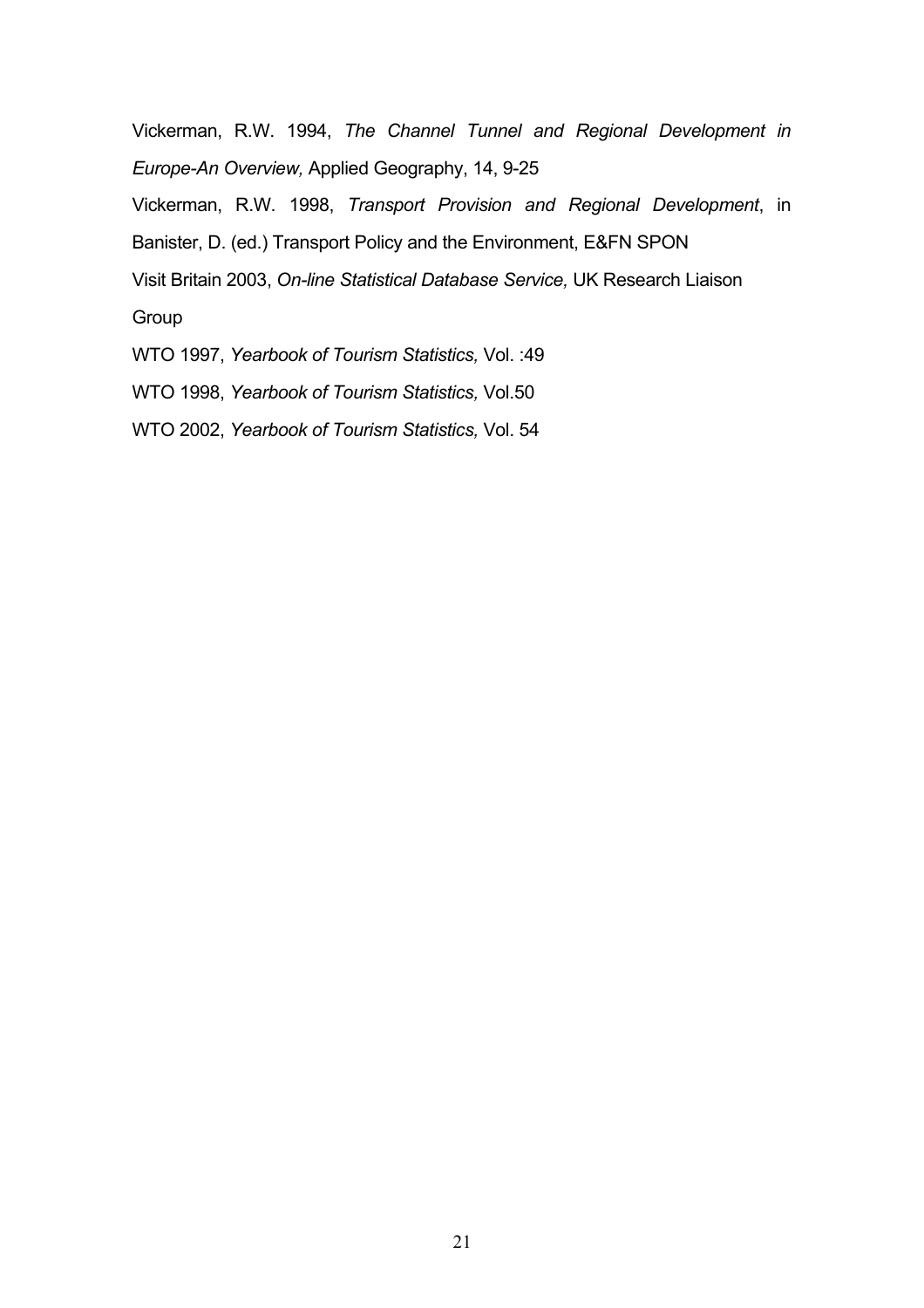Vickerman, R.W. 1994, *The Channel Tunnel and Regional Development in Europe-An Overview,* Applied Geography, 14, 9-25

Vickerman, R.W. 1998, *Transport Provision and Regional Development*, in Banister, D. (ed.) Transport Policy and the Environment, E&FN SPON

Visit Britain 2003, *On-line Statistical Database Service,* UK Research Liaison Group

WTO 1997, *Yearbook of Tourism Statistics,* Vol. :49

WTO 1998, *Yearbook of Tourism Statistics,* Vol.50

WTO 2002, *Yearbook of Tourism Statistics,* Vol. 54